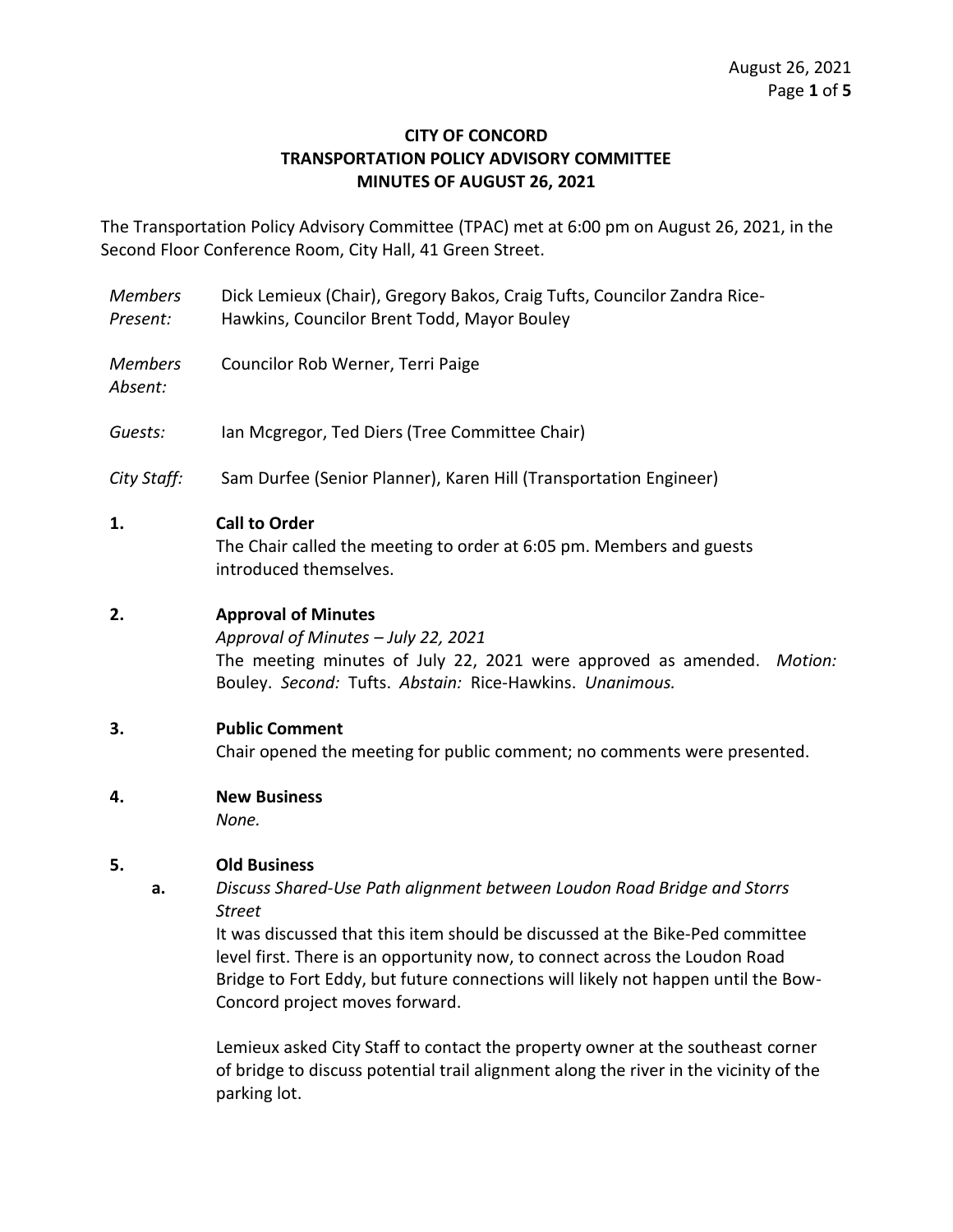**CITY OF CONCORD**
**TRANSPORTATION POLICY ADVISORY COMMITTEE**
**MINUTES OF AUGUST 26, 2021**

The Transportation Policy Advisory Committee (TPAC) met at 6:00 pm on August 26, 2021, in the Second Floor Conference Room, City Hall, 41 Green Street.

| | |
|---|---|
| *Members Present:* | Dick Lemieux (Chair), Gregory Bakos, Craig Tufts, Councilor Zandra Rice-Hawkins, Councilor Brent Todd, Mayor Bouley |
| *Members Absent:* | Councilor Rob Werner, Terri Paige |
| *Guests:* | Ian Mcgregor, Ted Diers (Tree Committee Chair) |
| *City Staff:* | Sam Durfee (Senior Planner), Karen Hill (Transportation Engineer) |

**1. Call to Order**

The Chair called the meeting to order at 6:05 pm. Members and guests introduced themselves.

**2. Approval of Minutes**

*Approval of Minutes – July 22, 2021*

The meeting minutes of July 22, 2021 were approved as amended. *Motion:* Bouley. *Second:* Tufts. *Abstain:* Rice-Hawkins. *Unanimous.*

**3. Public Comment**

Chair opened the meeting for public comment; no comments were presented.

**4. New Business**

*None.*

**5. Old Business**

**a.** *Discuss Shared-Use Path alignment between Loudon Road Bridge and Storrs Street*

It was discussed that this item should be discussed at the Bike-Ped committee level first. There is an opportunity now, to connect across the Loudon Road Bridge to Fort Eddy, but future connections will likely not happen until the Bow-Concord project moves forward.

Lemieux asked City Staff to contact the property owner at the southeast corner of bridge to discuss potential trail alignment along the river in the vicinity of the parking lot.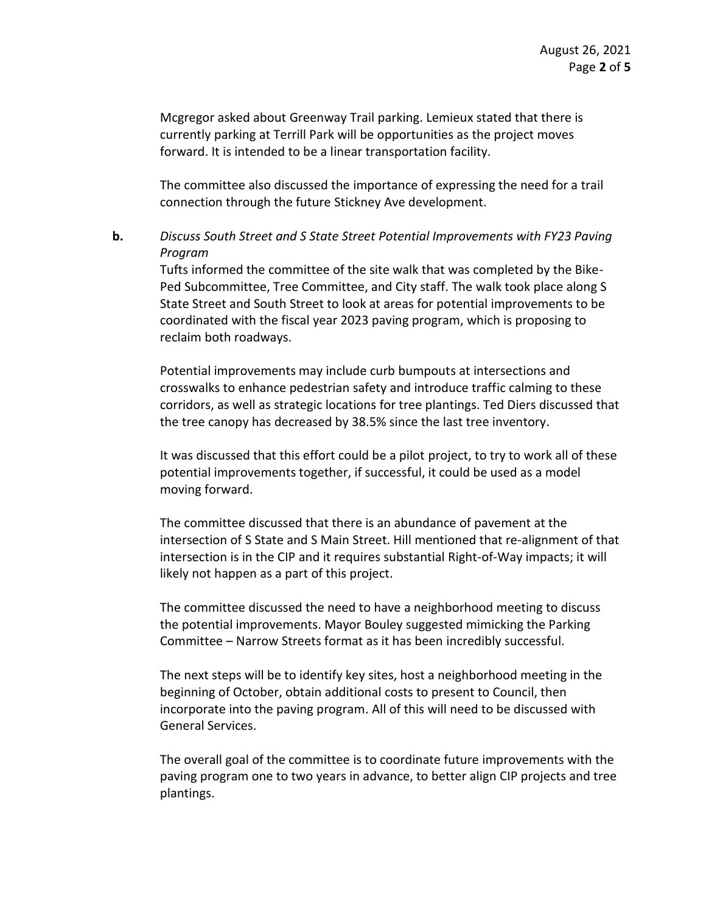Mcgregor asked about Greenway Trail parking. Lemieux stated that there is currently parking at Terrill Park will be opportunities as the project moves forward. It is intended to be a linear transportation facility.

The committee also discussed the importance of expressing the need for a trail connection through the future Stickney Ave development.

**b.** *Discuss South Street and S State Street Potential Improvements with FY23 Paving Program*

Tufts informed the committee of the site walk that was completed by the Bike-Ped Subcommittee, Tree Committee, and City staff. The walk took place along S State Street and South Street to look at areas for potential improvements to be coordinated with the fiscal year 2023 paving program, which is proposing to reclaim both roadways.

Potential improvements may include curb bumpouts at intersections and crosswalks to enhance pedestrian safety and introduce traffic calming to these corridors, as well as strategic locations for tree plantings. Ted Diers discussed that the tree canopy has decreased by 38.5% since the last tree inventory.

It was discussed that this effort could be a pilot project, to try to work all of these potential improvements together, if successful, it could be used as a model moving forward.

The committee discussed that there is an abundance of pavement at the intersection of S State and S Main Street. Hill mentioned that re-alignment of that intersection is in the CIP and it requires substantial Right-of-Way impacts; it will likely not happen as a part of this project.

The committee discussed the need to have a neighborhood meeting to discuss the potential improvements. Mayor Bouley suggested mimicking the Parking Committee – Narrow Streets format as it has been incredibly successful.

The next steps will be to identify key sites, host a neighborhood meeting in the beginning of October, obtain additional costs to present to Council, then incorporate into the paving program. All of this will need to be discussed with General Services.

The overall goal of the committee is to coordinate future improvements with the paving program one to two years in advance, to better align CIP projects and tree plantings.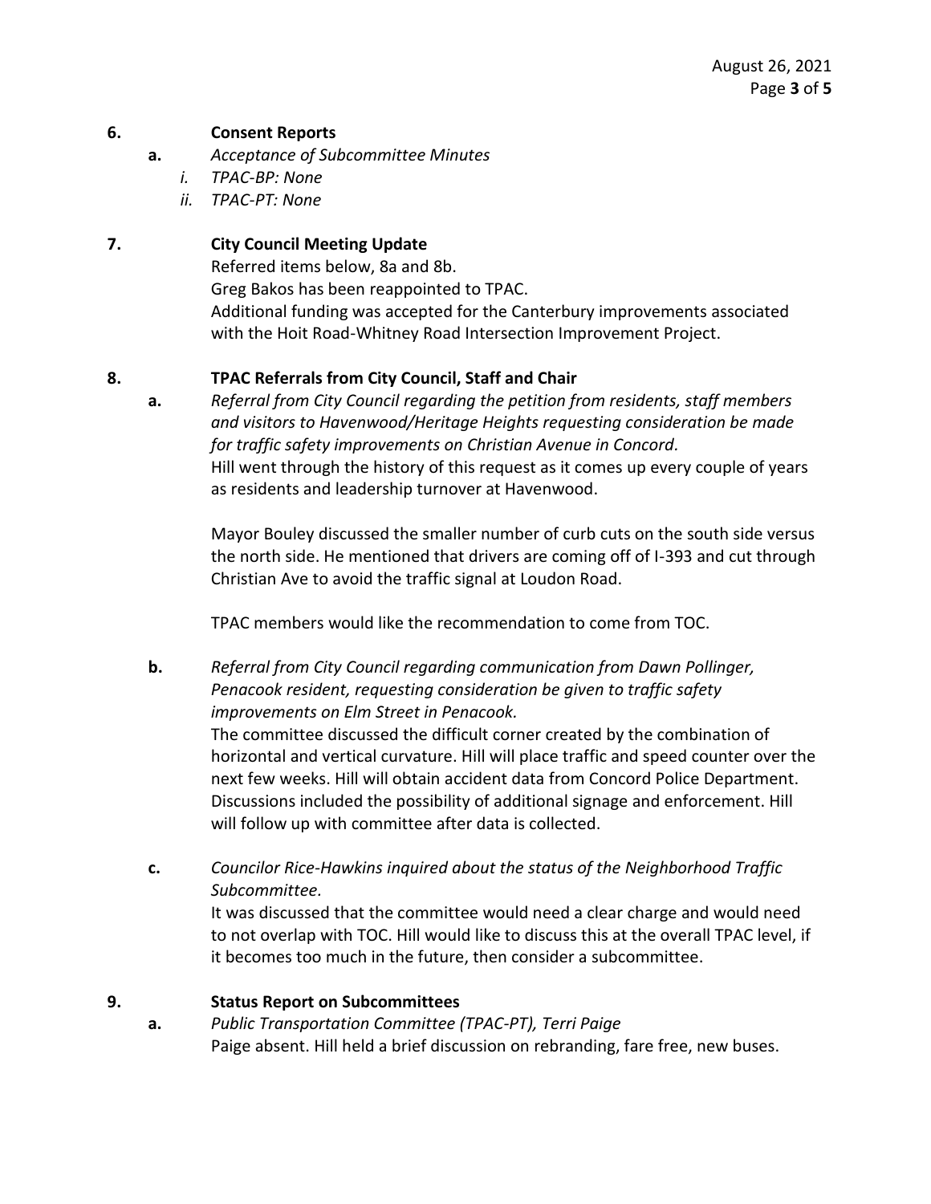**6. Consent Reports**

**a.** *Acceptance of Subcommittee Minutes*

*i. TPAC-BP: None*

*ii. TPAC-PT: None*

**7. City Council Meeting Update**

Referred items below, 8a and 8b.
Greg Bakos has been reappointed to TPAC.
Additional funding was accepted for the Canterbury improvements associated with the Hoit Road-Whitney Road Intersection Improvement Project.

**8. TPAC Referrals from City Council, Staff and Chair**

**a.** *Referral from City Council regarding the petition from residents, staff members and visitors to Havenwood/Heritage Heights requesting consideration be made for traffic safety improvements on Christian Avenue in Concord.*
Hill went through the history of this request as it comes up every couple of years as residents and leadership turnover at Havenwood.

Mayor Bouley discussed the smaller number of curb cuts on the south side versus the north side. He mentioned that drivers are coming off of I-393 and cut through Christian Ave to avoid the traffic signal at Loudon Road.

TPAC members would like the recommendation to come from TOC.

**b.** *Referral from City Council regarding communication from Dawn Pollinger, Penacook resident, requesting consideration be given to traffic safety improvements on Elm Street in Penacook.*
The committee discussed the difficult corner created by the combination of horizontal and vertical curvature. Hill will place traffic and speed counter over the next few weeks. Hill will obtain accident data from Concord Police Department. Discussions included the possibility of additional signage and enforcement. Hill will follow up with committee after data is collected.

**c.** *Councilor Rice-Hawkins inquired about the status of the Neighborhood Traffic Subcommittee.*
It was discussed that the committee would need a clear charge and would need to not overlap with TOC. Hill would like to discuss this at the overall TPAC level, if it becomes too much in the future, then consider a subcommittee.

**9. Status Report on Subcommittees**

**a.** *Public Transportation Committee (TPAC-PT), Terri Paige*
Paige absent. Hill held a brief discussion on rebranding, fare free, new buses.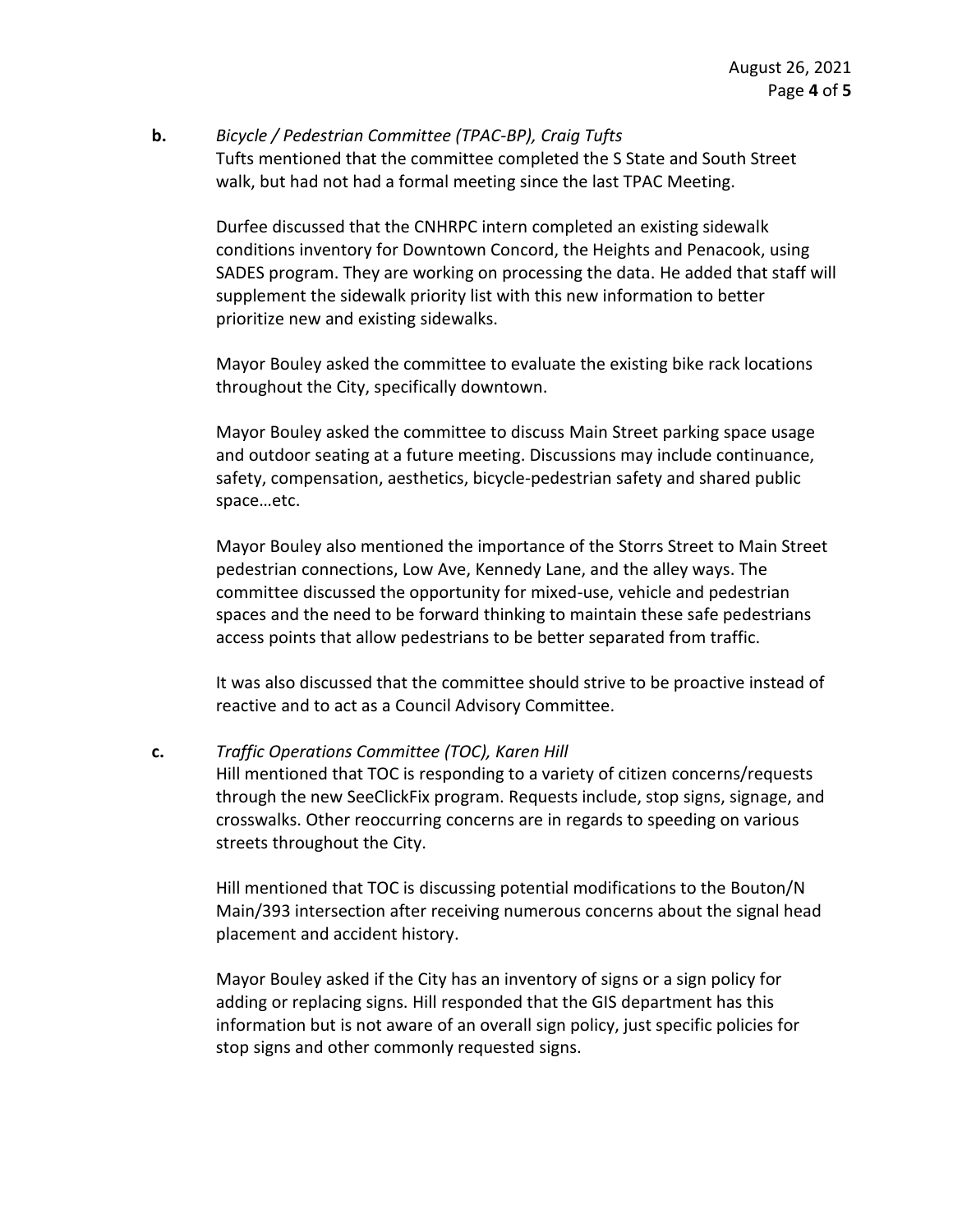**b.** *Bicycle / Pedestrian Committee (TPAC-BP), Craig Tufts*

Tufts mentioned that the committee completed the S State and South Street walk, but had not had a formal meeting since the last TPAC Meeting.

Durfee discussed that the CNHRPC intern completed an existing sidewalk conditions inventory for Downtown Concord, the Heights and Penacook, using SADES program. They are working on processing the data. He added that staff will supplement the sidewalk priority list with this new information to better prioritize new and existing sidewalks.

Mayor Bouley asked the committee to evaluate the existing bike rack locations throughout the City, specifically downtown.

Mayor Bouley asked the committee to discuss Main Street parking space usage and outdoor seating at a future meeting. Discussions may include continuance, safety, compensation, aesthetics, bicycle-pedestrian safety and shared public space…etc.

Mayor Bouley also mentioned the importance of the Storrs Street to Main Street pedestrian connections, Low Ave, Kennedy Lane, and the alley ways. The committee discussed the opportunity for mixed-use, vehicle and pedestrian spaces and the need to be forward thinking to maintain these safe pedestrians access points that allow pedestrians to be better separated from traffic.

It was also discussed that the committee should strive to be proactive instead of reactive and to act as a Council Advisory Committee.

**c.** *Traffic Operations Committee (TOC), Karen Hill*

Hill mentioned that TOC is responding to a variety of citizen concerns/requests through the new SeeClickFix program. Requests include, stop signs, signage, and crosswalks. Other reoccurring concerns are in regards to speeding on various streets throughout the City.

Hill mentioned that TOC is discussing potential modifications to the Bouton/N Main/393 intersection after receiving numerous concerns about the signal head placement and accident history.

Mayor Bouley asked if the City has an inventory of signs or a sign policy for adding or replacing signs. Hill responded that the GIS department has this information but is not aware of an overall sign policy, just specific policies for stop signs and other commonly requested signs.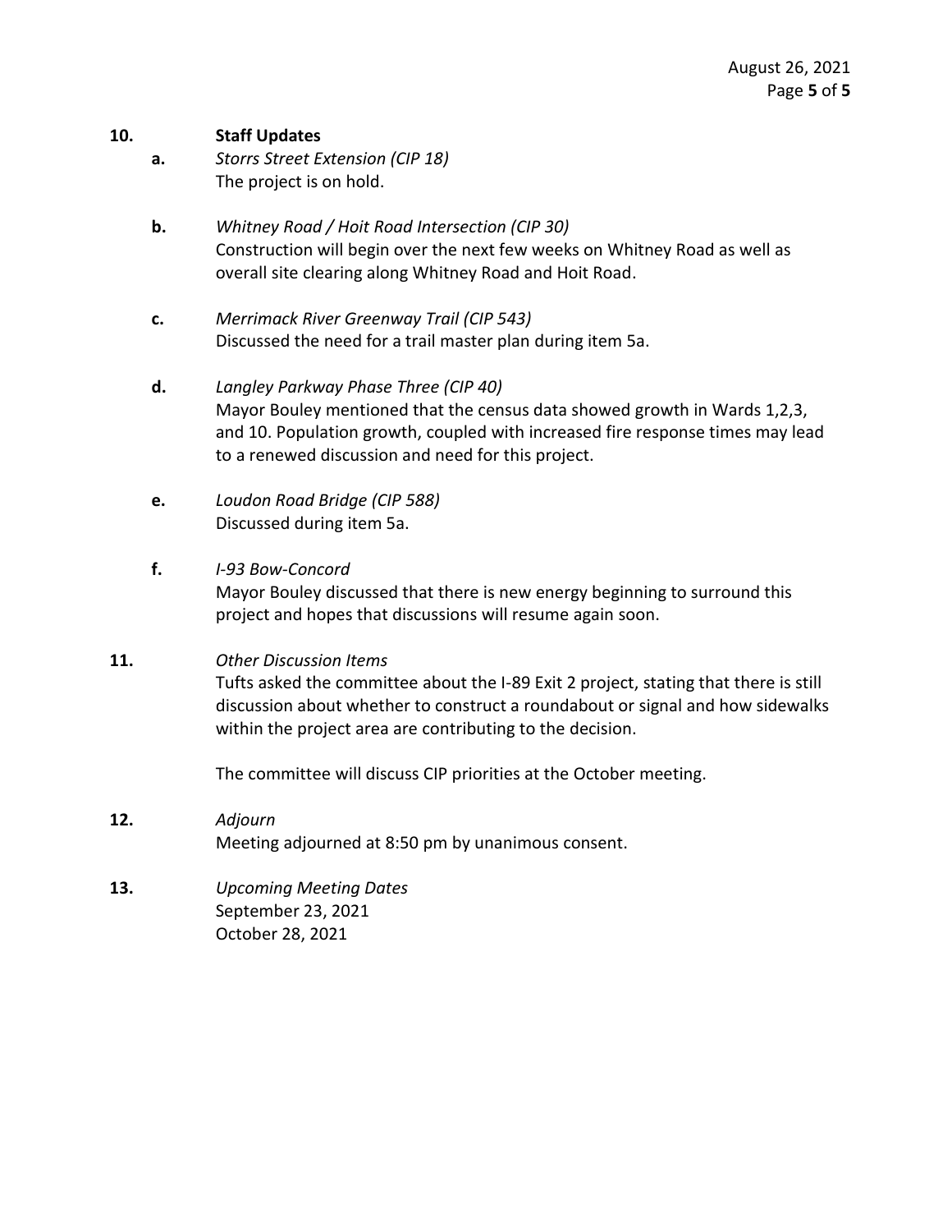**10. Staff Updates**

**a.** *Storrs Street Extension (CIP 18)*
The project is on hold.

**b.** *Whitney Road / Hoit Road Intersection (CIP 30)*
Construction will begin over the next few weeks on Whitney Road as well as overall site clearing along Whitney Road and Hoit Road.

**c.** *Merrimack River Greenway Trail (CIP 543)*
Discussed the need for a trail master plan during item 5a.

**d.** *Langley Parkway Phase Three (CIP 40)*
Mayor Bouley mentioned that the census data showed growth in Wards 1,2,3, and 10. Population growth, coupled with increased fire response times may lead to a renewed discussion and need for this project.

**e.** *Loudon Road Bridge (CIP 588)*
Discussed during item 5a.

**f.** *I-93 Bow-Concord*
Mayor Bouley discussed that there is new energy beginning to surround this project and hopes that discussions will resume again soon.

**11.** *Other Discussion Items*
Tufts asked the committee about the I-89 Exit 2 project, stating that there is still discussion about whether to construct a roundabout or signal and how sidewalks within the project area are contributing to the decision.

The committee will discuss CIP priorities at the October meeting.

**12.** *Adjourn*
Meeting adjourned at 8:50 pm by unanimous consent.

**13.** *Upcoming Meeting Dates*
September 23, 2021
October 28, 2021